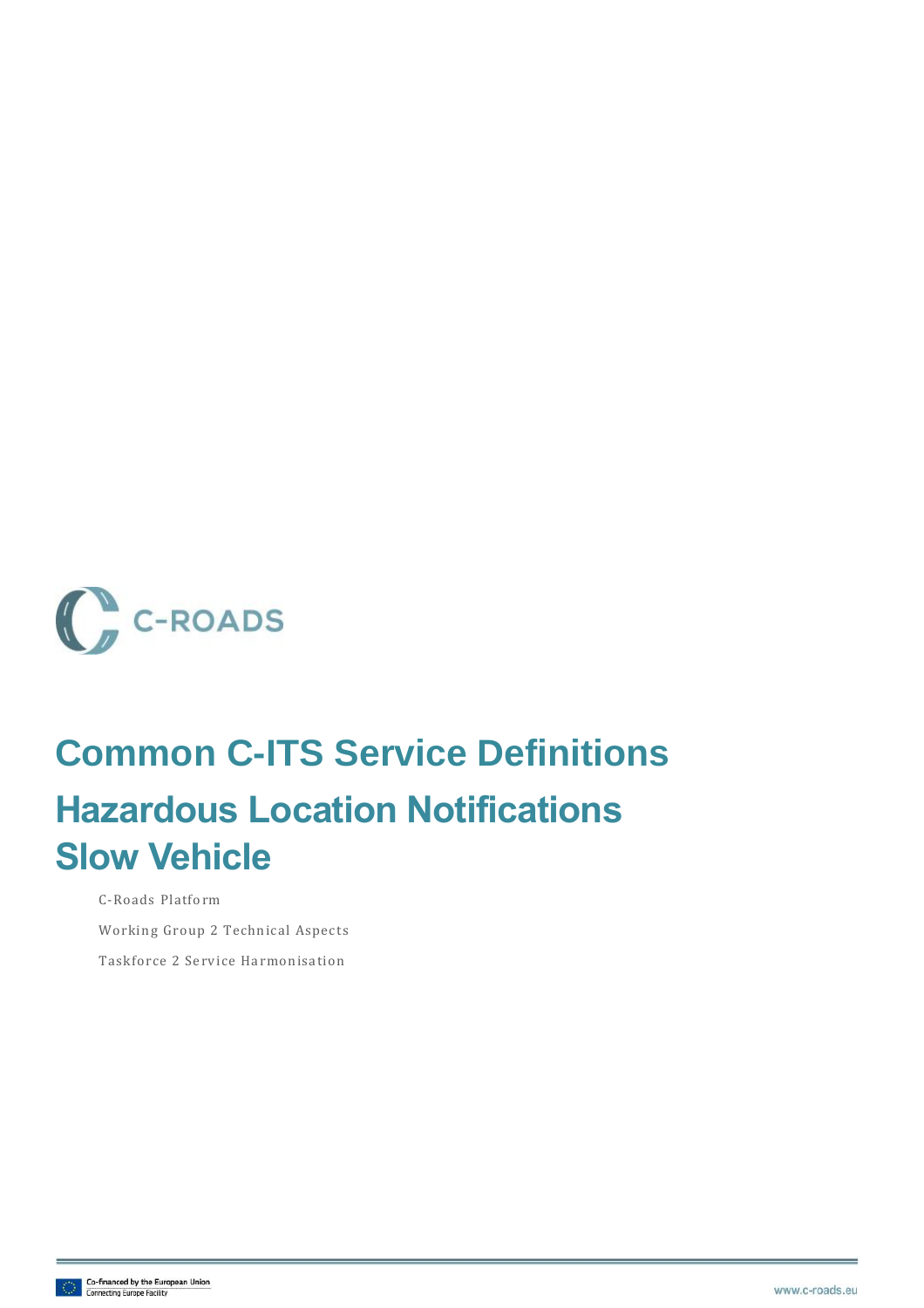C-ROADS

# Common C-ITS Service Definitions

# Hazardous Location Notifications Slow Vehicle

C-Roads Platform

Working Group 2 Technical Aspects

Taskforce 2 Service Harmonisation

Co-financed by the European Union
Connecting Europe Facility

www.c-roads.eu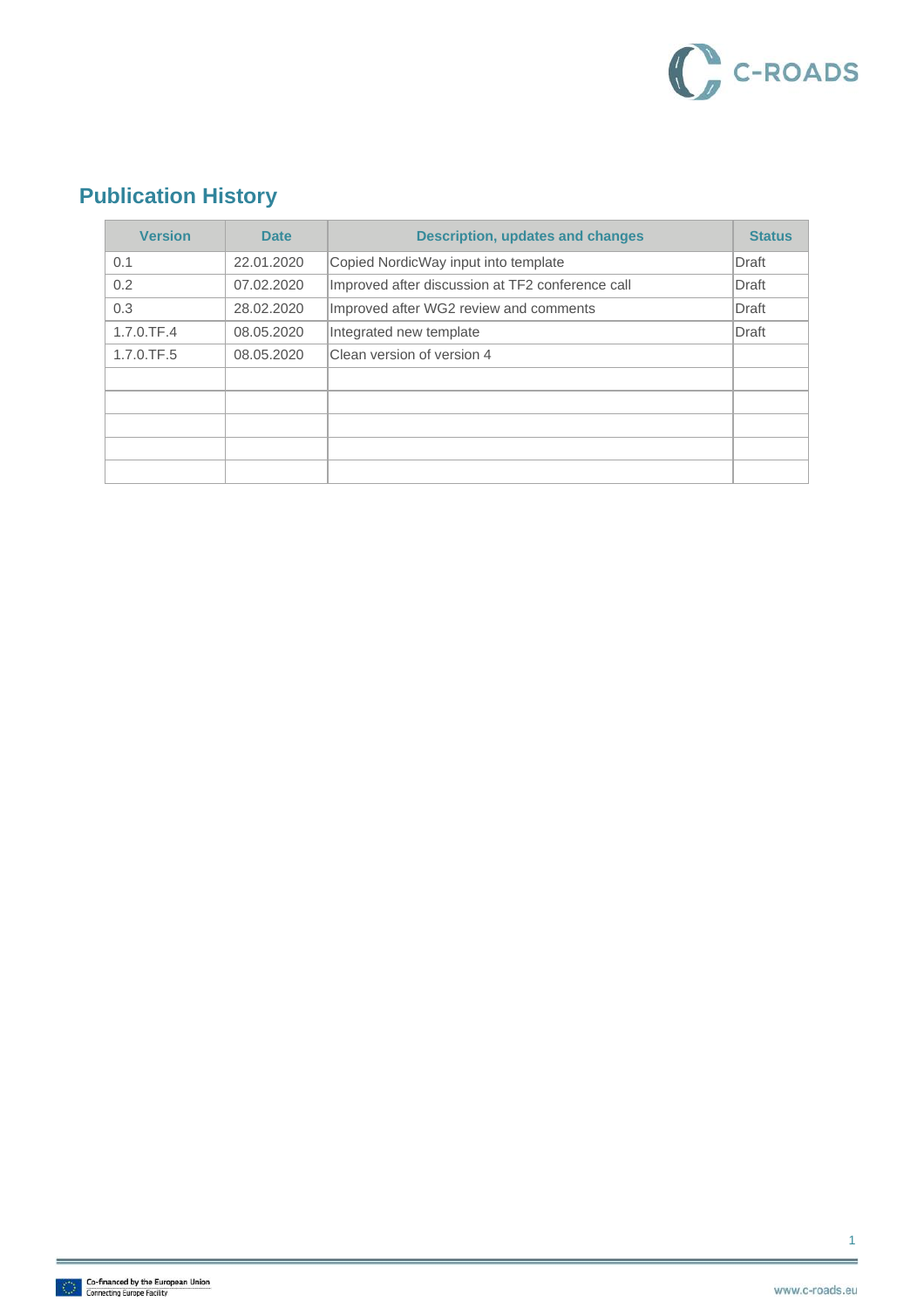## Publication History

| Version | Date | Description, updates and changes | Status |
|---|---|---|---|
| 0.1 | 22.01.2020 | Copied NordicWay input into template | Draft |
| 0.2 | 07.02.2020 | Improved after discussion at TF2 conference call | Draft |
| 0.3 | 28.02.2020 | Improved after WG2 review and comments | Draft |
| 1.7.0.TF.4 | 08.05.2020 | Integrated new template | Draft |
| 1.7.0.TF.5 | 08.05.2020 | Clean version of version 4 | |
| | | | |
| | | | |
| | | | |
| | | | |
| | | | |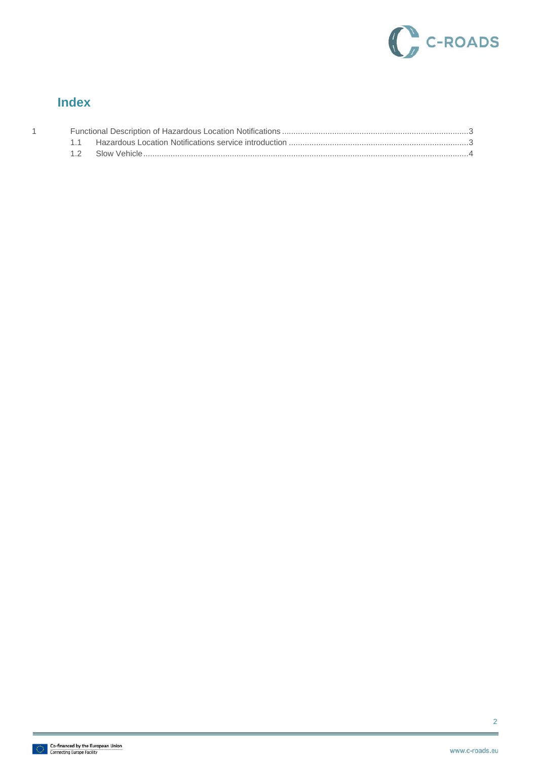# Index

1 Functional Description of Hazardous Location Notifications ........................................................................3
  1.1 Hazardous Location Notifications service introduction ..............................................................................3
  1.2 Slow Vehicle ..............................................................................................................................................4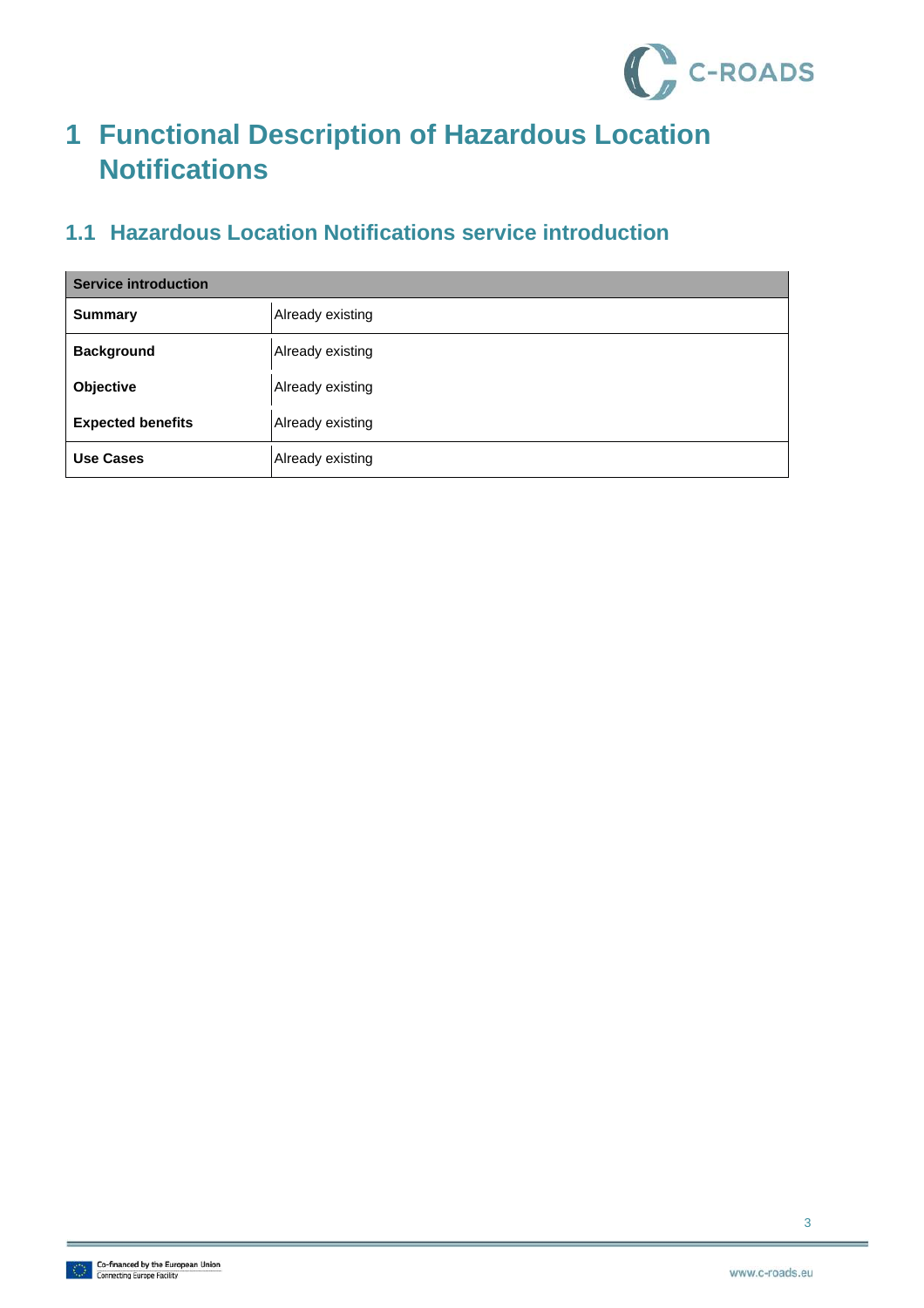# 1 Functional Description of Hazardous Location Notifications

## 1.1 Hazardous Location Notifications service introduction

| Service introduction | |
|---|---|
| **Summary** | Already existing |
| **Background** | Already existing |
| **Objective** | Already existing |
| **Expected benefits** | Already existing |
| **Use Cases** | Already existing |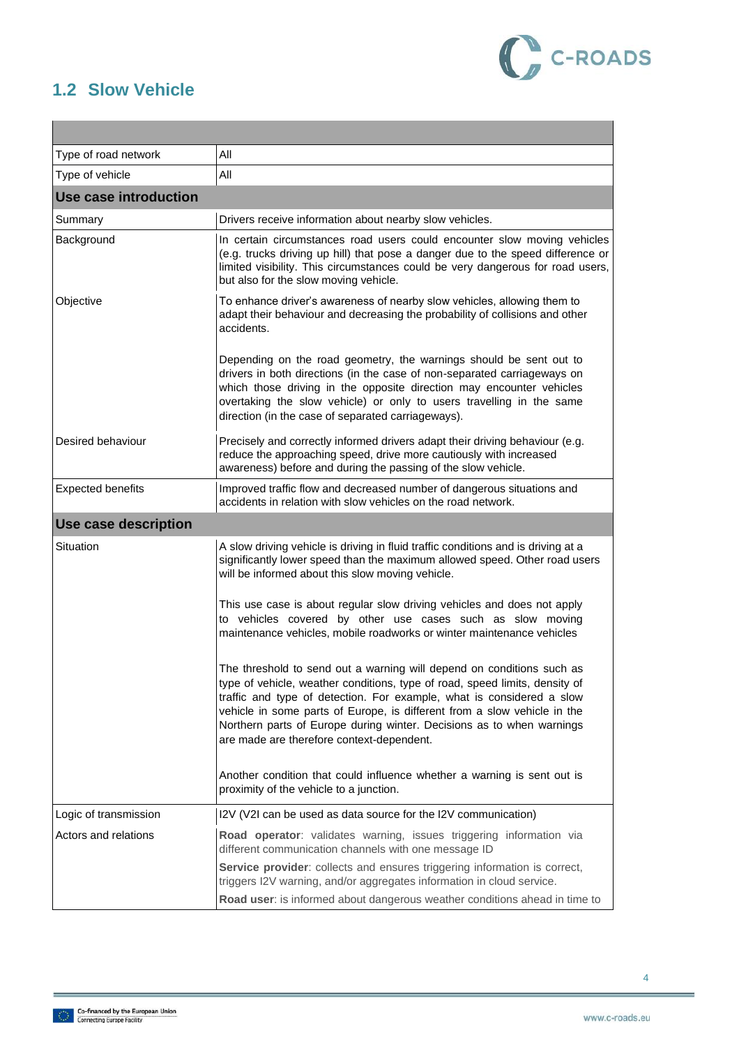## 1.2 Slow Vehicle

| | |
|---|---|
| Type of road network | All |
| Type of vehicle | All |
| **Use case introduction** | |
| Summary | Drivers receive information about nearby slow vehicles. |
| Background | In certain circumstances road users could encounter slow moving vehicles (e.g. trucks driving up hill) that pose a danger due to the speed difference or limited visibility. This circumstances could be very dangerous for road users, but also for the slow moving vehicle. |
| Objective | To enhance driver's awareness of nearby slow vehicles, allowing them to adapt their behaviour and decreasing the probability of collisions and other accidents.<br><br>Depending on the road geometry, the warnings should be sent out to drivers in both directions (in the case of non-separated carriageways on which those driving in the opposite direction may encounter vehicles overtaking the slow vehicle) or only to users travelling in the same direction (in the case of separated carriageways). |
| Desired behaviour | Precisely and correctly informed drivers adapt their driving behaviour (e.g. reduce the approaching speed, drive more cautiously with increased awareness) before and during the passing of the slow vehicle. |
| Expected benefits | Improved traffic flow and decreased number of dangerous situations and accidents in relation with slow vehicles on the road network. |
| **Use case description** | |
| Situation | A slow driving vehicle is driving in fluid traffic conditions and is driving at a significantly lower speed than the maximum allowed speed. Other road users will be informed about this slow moving vehicle.<br><br>This use case is about regular slow driving vehicles and does not apply to vehicles covered by other use cases such as slow moving maintenance vehicles, mobile roadworks or winter maintenance vehicles<br><br>The threshold to send out a warning will depend on conditions such as type of vehicle, weather conditions, type of road, speed limits, density of traffic and type of detection. For example, what is considered a slow vehicle in some parts of Europe, is different from a slow vehicle in the Northern parts of Europe during winter. Decisions as to when warnings are made are therefore context-dependent.<br><br>Another condition that could influence whether a warning is sent out is proximity of the vehicle to a junction. |
| Logic of transmission | I2V (V2I can be used as data source for the I2V communication) |
| Actors and relations | **Road operator**: validates warning, issues triggering information via different communication channels with one message ID<br>**Service provider**: collects and ensures triggering information is correct, triggers I2V warning, and/or aggregates information in cloud service.<br>**Road user**: is informed about dangerous weather conditions ahead in time to |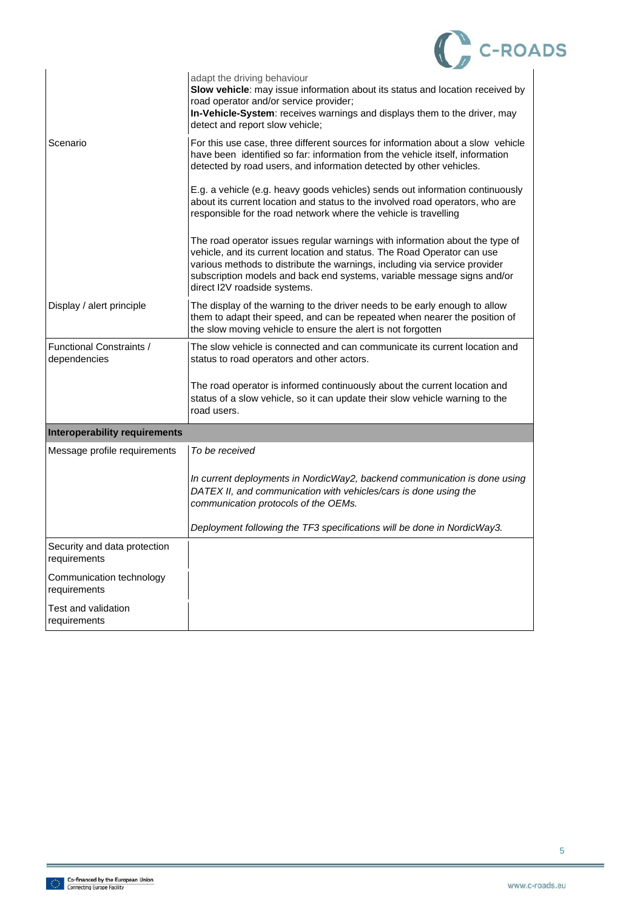| | |
|---|---|
| | adapt the driving behaviour<br>**Slow vehicle**: may issue information about its status and location received by road operator and/or service provider;<br>**In-Vehicle-System**: receives warnings and displays them to the driver, may detect and report slow vehicle; |
| Scenario | For this use case, three different sources for information about a slow vehicle have been identified so far: information from the vehicle itself, information detected by road users, and information detected by other vehicles.<br><br>E.g. a vehicle (e.g. heavy goods vehicles) sends out information continuously about its current location and status to the involved road operators, who are responsible for the road network where the vehicle is travelling<br><br>The road operator issues regular warnings with information about the type of vehicle, and its current location and status. The Road Operator can use various methods to distribute the warnings, including via service provider subscription models and back end systems, variable message signs and/or direct I2V roadside systems. |
| Display / alert principle | The display of the warning to the driver needs to be early enough to allow them to adapt their speed, and can be repeated when nearer the position of the slow moving vehicle to ensure the alert is not forgotten |
| Functional Constraints / dependencies | The slow vehicle is connected and can communicate its current location and status to road operators and other actors.<br><br>The road operator is informed continuously about the current location and status of a slow vehicle, so it can update their slow vehicle warning to the road users. |
| **Interoperability requirements** | |
| Message profile requirements | *To be received*<br><br>*In current deployments in NordicWay2, backend communication is done using DATEX II, and communication with vehicles/cars is done using the communication protocols of the OEMs.*<br><br>*Deployment following the TF3 specifications will be done in NordicWay3.* |
| Security and data protection requirements | |
| Communication technology requirements | |
| Test and validation requirements | |